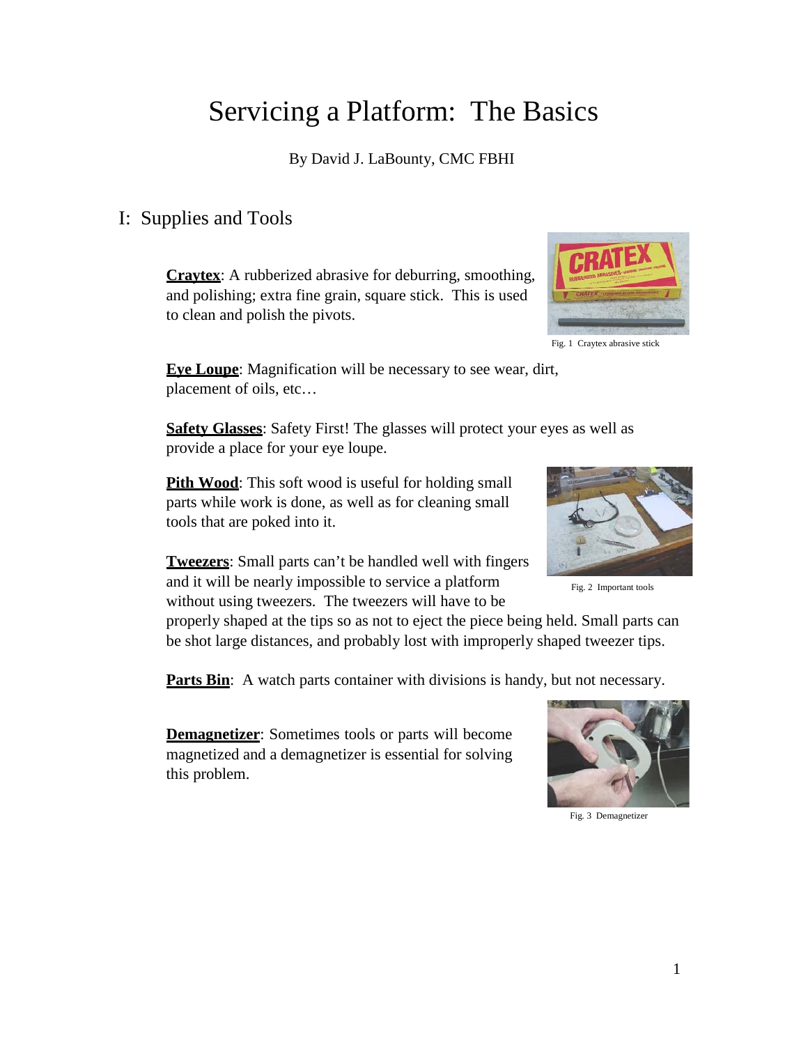# Servicing a Platform: The Basics

By David J. LaBounty, CMC FBHI

## I: Supplies and Tools

**Craytex**: A rubberized abrasive for deburring, smoothing, and polishing; extra fine grain, square stick. This is used to clean and polish the pivots.

Fig. 1 Craytex abrasive stick

**Eye Loupe**: Magnification will be necessary to see wear, dirt, placement of oils, etc…

**Safety Glasses**: Safety First! The glasses will protect your eyes as well as provide a place for your eye loupe.

**Pith Wood**: This soft wood is useful for holding small parts while work is done, as well as for cleaning small tools that are poked into it.

Fig. 2 Important tools

**Tweezers**: Small parts can't be handled well with fingers and it will be nearly impossible to service a platform without using tweezers. The tweezers will have to be properly shaped at the tips so as not to eject the piece being held. Small parts can be shot large distances, and probably lost with improperly shaped tweezer tips.

**Parts Bin**: A watch parts container with divisions is handy, but not necessary.

**Demagnetizer**: Sometimes tools or parts will become magnetized and a demagnetizer is essential for solving this problem.

Fig. 3 Demagnetizer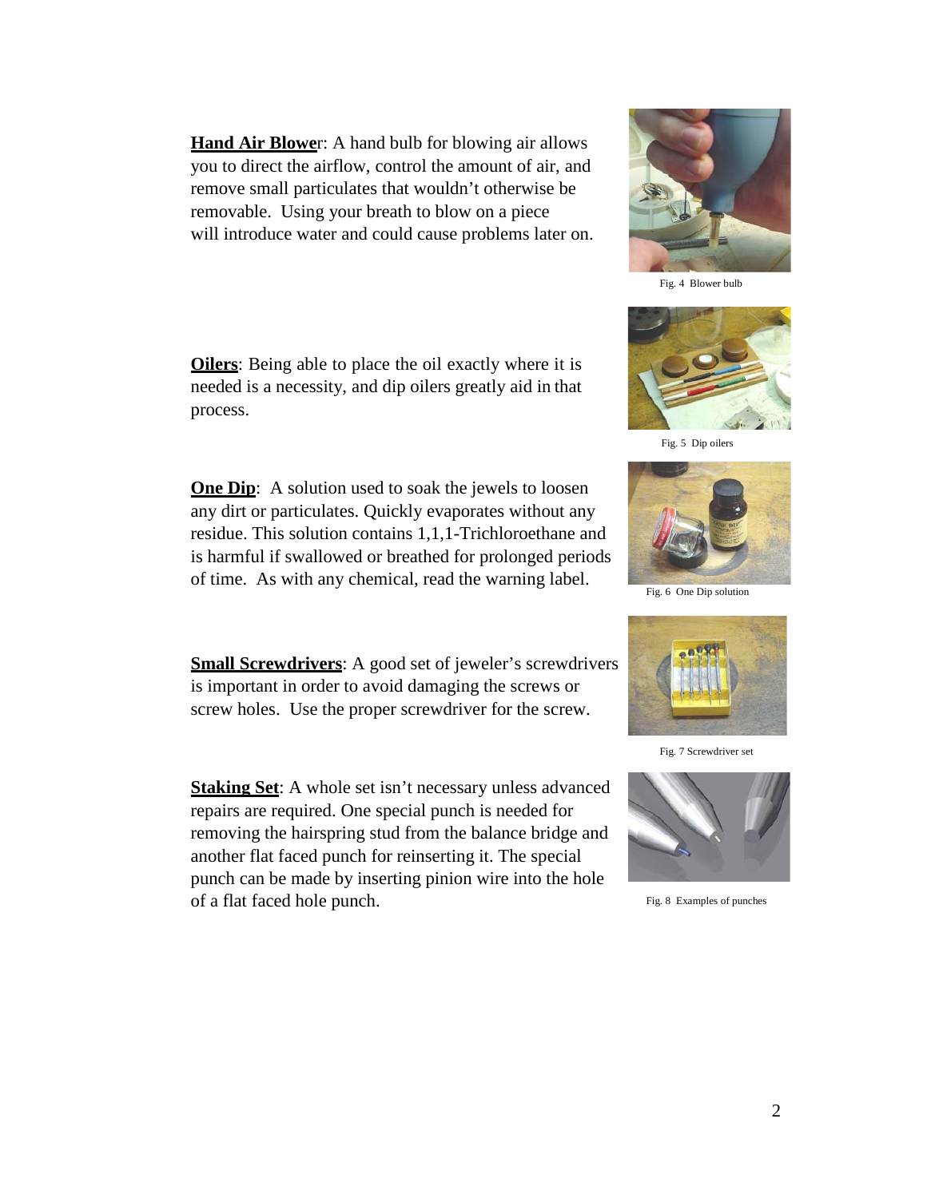**<u>Hand Air Blower</u>**: A hand bulb for blowing air allows you to direct the airflow, control the amount of air, and remove small particulates that wouldn't otherwise be removable. Using your breath to blow on a piece will introduce water and could cause problems later on.

Fig. 4 Blower bulb

**<u>Oilers</u>**: Being able to place the oil exactly where it is needed is a necessity, and dip oilers greatly aid in that process.

Fig. 5 Dip oilers

**<u>One Dip</u>**: A solution used to soak the jewels to loosen any dirt or particulates. Quickly evaporates without any residue. This solution contains 1,1,1-Trichloroethane and is harmful if swallowed or breathed for prolonged periods of time. As with any chemical, read the warning label.

Fig. 6 One Dip solution

**<u>Small Screwdrivers</u>**: A good set of jeweler's screwdrivers is important in order to avoid damaging the screws or screw holes. Use the proper screwdriver for the screw.

Fig. 7 Screwdriver set

**<u>Staking Set</u>**: A whole set isn't necessary unless advanced repairs are required. One special punch is needed for removing the hairspring stud from the balance bridge and another flat faced punch for reinserting it. The special punch can be made by inserting pinion wire into the hole of a flat faced hole punch.

Fig. 8 Examples of punches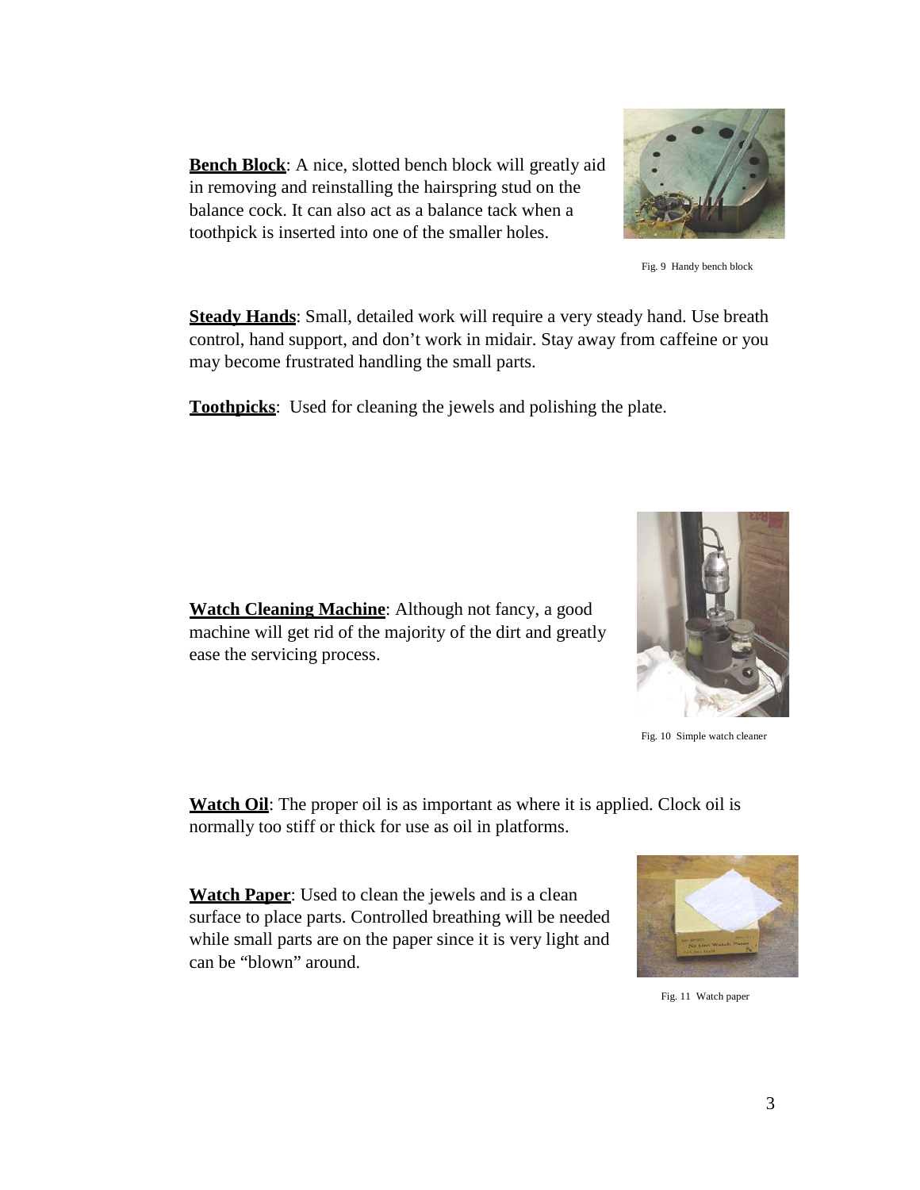**Bench Block**: A nice, slotted bench block will greatly aid in removing and reinstalling the hairspring stud on the balance cock. It can also act as a balance tack when a toothpick is inserted into one of the smaller holes.

Fig. 9 Handy bench block

**Steady Hands**: Small, detailed work will require a very steady hand. Use breath control, hand support, and don't work in midair. Stay away from caffeine or you may become frustrated handling the small parts.

**Toothpicks**: Used for cleaning the jewels and polishing the plate.

**Watch Cleaning Machine**: Although not fancy, a good machine will get rid of the majority of the dirt and greatly ease the servicing process.

Fig. 10 Simple watch cleaner

**Watch Oil**: The proper oil is as important as where it is applied. Clock oil is normally too stiff or thick for use as oil in platforms.

**Watch Paper**: Used to clean the jewels and is a clean surface to place parts. Controlled breathing will be needed while small parts are on the paper since it is very light and can be "blown" around.

Fig. 11 Watch paper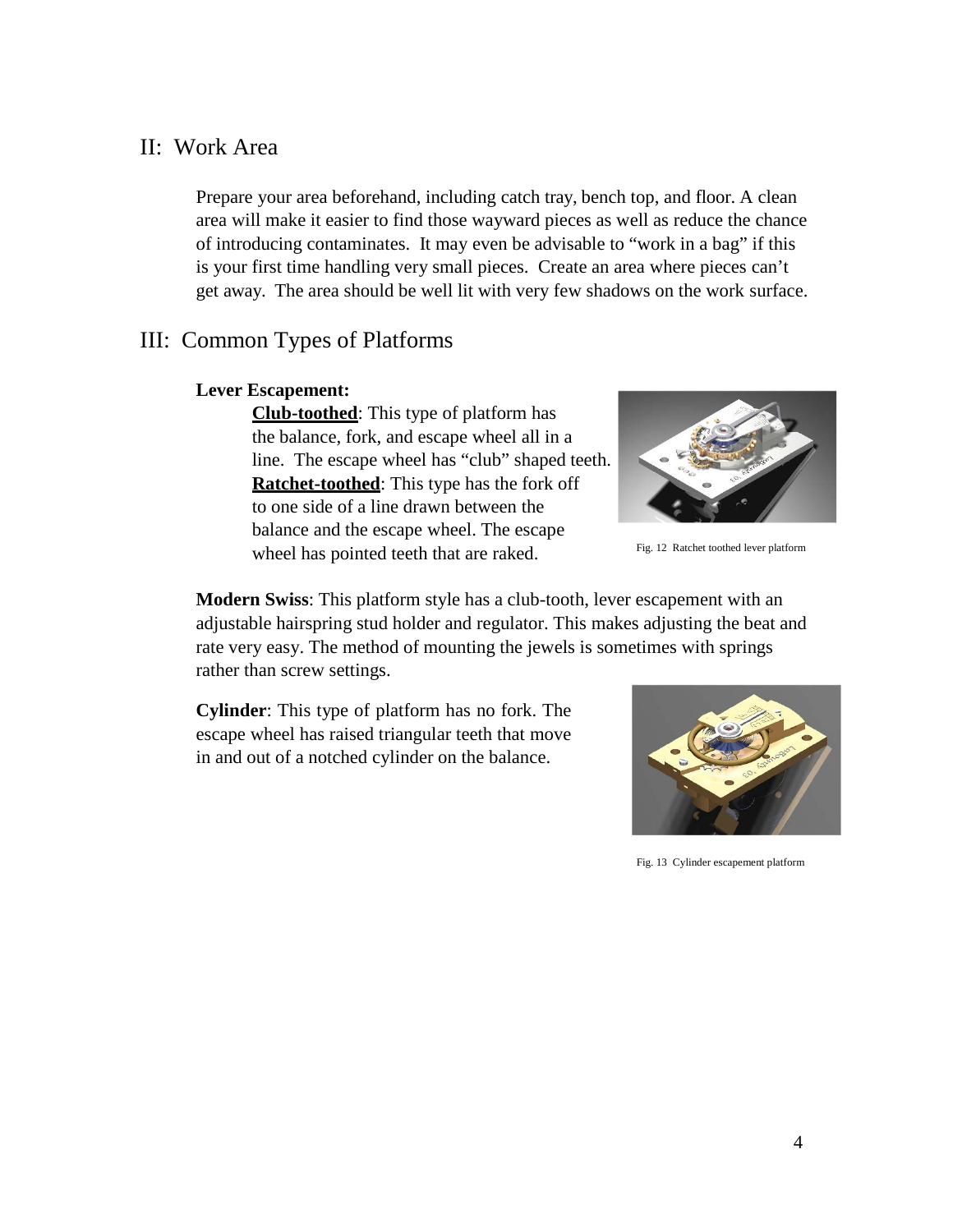## II: Work Area

Prepare your area beforehand, including catch tray, bench top, and floor. A clean area will make it easier to find those wayward pieces as well as reduce the chance of introducing contaminates. It may even be advisable to "work in a bag" if this is your first time handling very small pieces. Create an area where pieces can't get away. The area should be well lit with very few shadows on the work surface.

## III: Common Types of Platforms

**Lever Escapement:**

**<u>Club-toothed</u>**: This type of platform has the balance, fork, and escape wheel all in a line. The escape wheel has "club" shaped teeth.

**<u>Ratchet-toothed</u>**: This type has the fork off to one side of a line drawn between the balance and the escape wheel. The escape wheel has pointed teeth that are raked.

Fig. 12 Ratchet toothed lever platform

**Modern Swiss**: This platform style has a club-tooth, lever escapement with an adjustable hairspring stud holder and regulator. This makes adjusting the beat and rate very easy. The method of mounting the jewels is sometimes with springs rather than screw settings.

**Cylinder**: This type of platform has no fork. The escape wheel has raised triangular teeth that move in and out of a notched cylinder on the balance.

Fig. 13 Cylinder escapement platform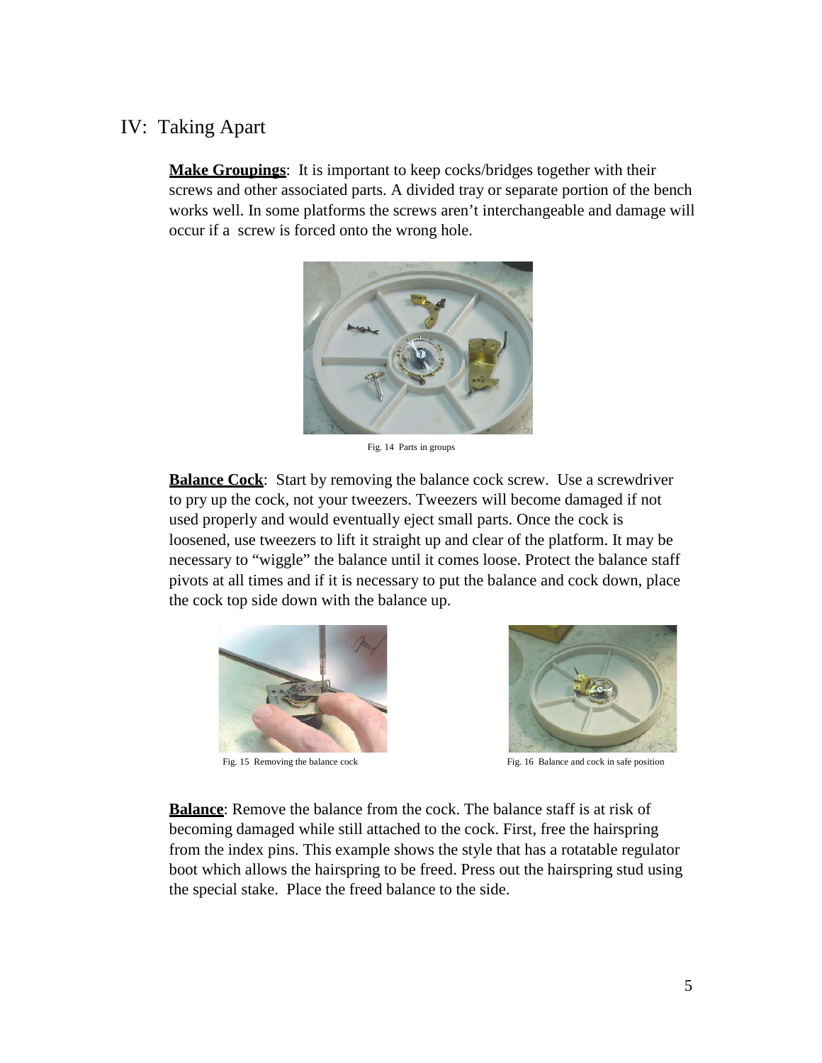## IV: Taking Apart

**Make Groupings**: It is important to keep cocks/bridges together with their screws and other associated parts. A divided tray or separate portion of the bench works well. In some platforms the screws aren't interchangeable and damage will occur if a screw is forced onto the wrong hole.

Fig. 14 Parts in groups

**Balance Cock**: Start by removing the balance cock screw. Use a screwdriver to pry up the cock, not your tweezers. Tweezers will become damaged if not used properly and would eventually eject small parts. Once the cock is loosened, use tweezers to lift it straight up and clear of the platform. It may be necessary to "wiggle" the balance until it comes loose. Protect the balance staff pivots at all times and if it is necessary to put the balance and cock down, place the cock top side down with the balance up.

Fig. 15 Removing the balance cock

Fig. 16 Balance and cock in safe position

**Balance**: Remove the balance from the cock. The balance staff is at risk of becoming damaged while still attached to the cock. First, free the hairspring from the index pins. This example shows the style that has a rotatable regulator boot which allows the hairspring to be freed. Press out the hairspring stud using the special stake. Place the freed balance to the side.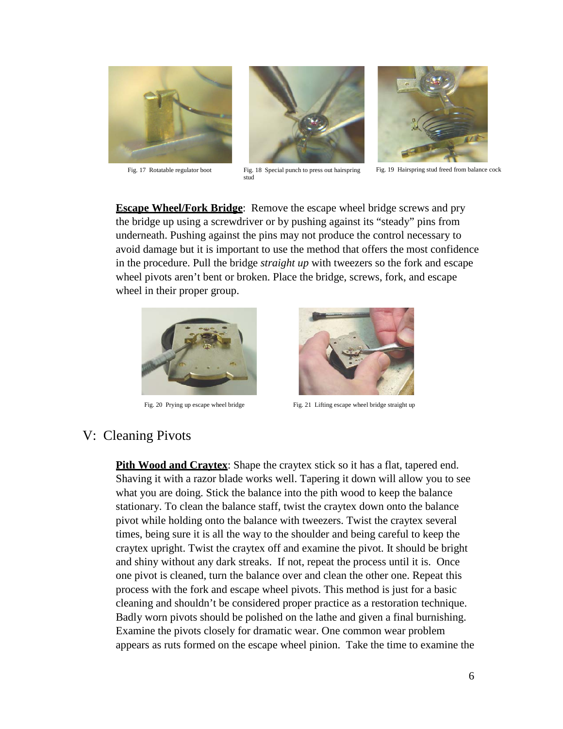Fig. 17 Rotatable regulator boot

Fig. 18 Special punch to press out hairspring stud

Fig. 19 Hairspring stud freed from balance cock

**Escape Wheel/Fork Bridge**: Remove the escape wheel bridge screws and pry the bridge up using a screwdriver or by pushing against its "steady" pins from underneath. Pushing against the pins may not produce the control necessary to avoid damage but it is important to use the method that offers the most confidence in the procedure. Pull the bridge *straight up* with tweezers so the fork and escape wheel pivots aren't bent or broken. Place the bridge, screws, fork, and escape wheel in their proper group.

Fig. 20 Prying up escape wheel bridge

Fig. 21 Lifting escape wheel bridge straight up

## V: Cleaning Pivots

**Pith Wood and Craytex**: Shape the craytex stick so it has a flat, tapered end. Shaving it with a razor blade works well. Tapering it down will allow you to see what you are doing. Stick the balance into the pith wood to keep the balance stationary. To clean the balance staff, twist the craytex down onto the balance pivot while holding onto the balance with tweezers. Twist the craytex several times, being sure it is all the way to the shoulder and being careful to keep the craytex upright. Twist the craytex off and examine the pivot. It should be bright and shiny without any dark streaks. If not, repeat the process until it is. Once one pivot is cleaned, turn the balance over and clean the other one. Repeat this process with the fork and escape wheel pivots. This method is just for a basic cleaning and shouldn't be considered proper practice as a restoration technique. Badly worn pivots should be polished on the lathe and given a final burnishing. Examine the pivots closely for dramatic wear. One common wear problem appears as ruts formed on the escape wheel pinion. Take the time to examine the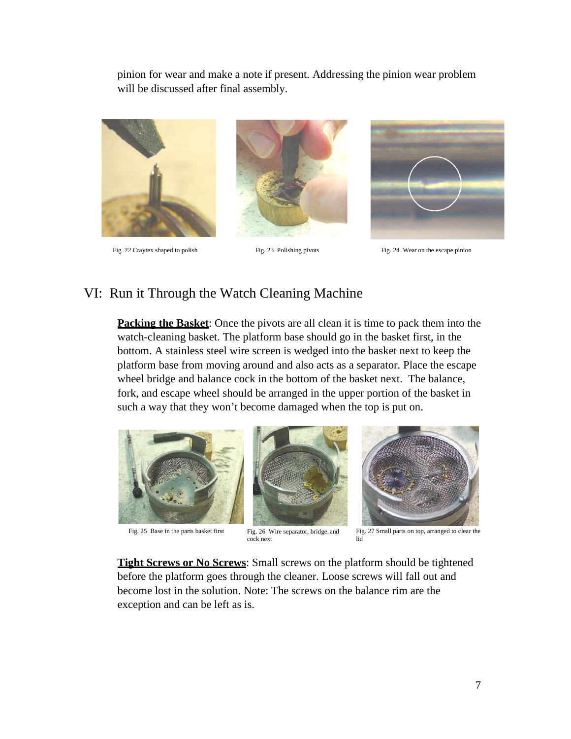pinion for wear and make a note if present. Addressing the pinion wear problem will be discussed after final assembly.

Fig. 22 Craytex shaped to polish

Fig. 23 Polishing pivots

Fig. 24 Wear on the escape pinion

## VI: Run it Through the Watch Cleaning Machine

**Packing the Basket**: Once the pivots are all clean it is time to pack them into the watch-cleaning basket. The platform base should go in the basket first, in the bottom. A stainless steel wire screen is wedged into the basket next to keep the platform base from moving around and also acts as a separator. Place the escape wheel bridge and balance cock in the bottom of the basket next. The balance, fork, and escape wheel should be arranged in the upper portion of the basket in such a way that they won't become damaged when the top is put on.

Fig. 25 Base in the parts basket first

Fig. 26 Wire separator, bridge, and cock next

Fig. 27 Small parts on top, arranged to clear the lid

**Tight Screws or No Screws**: Small screws on the platform should be tightened before the platform goes through the cleaner. Loose screws will fall out and become lost in the solution. Note: The screws on the balance rim are the exception and can be left as is.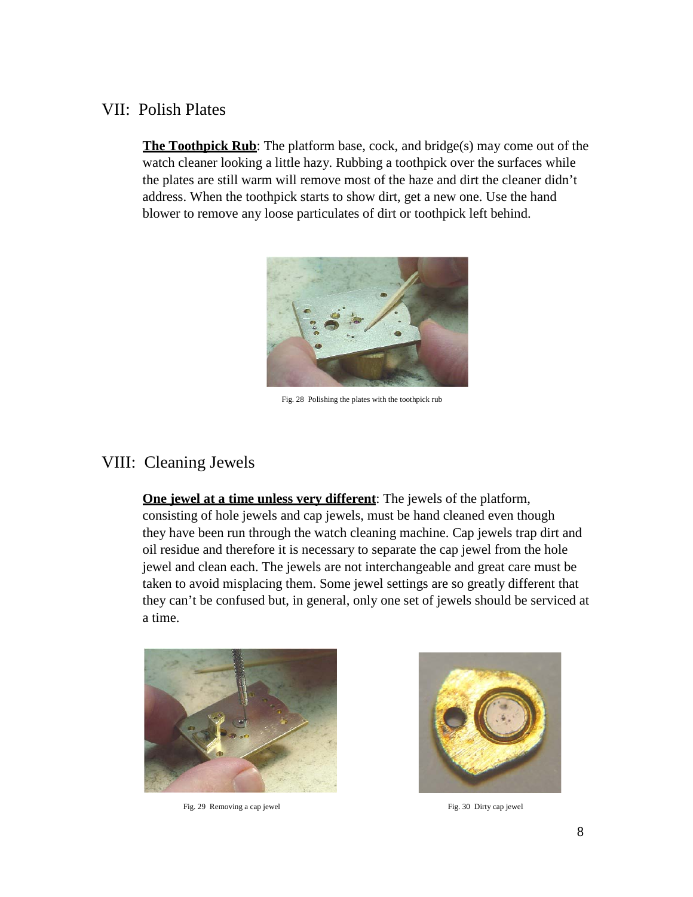## VII: Polish Plates

**The Toothpick Rub**: The platform base, cock, and bridge(s) may come out of the watch cleaner looking a little hazy. Rubbing a toothpick over the surfaces while the plates are still warm will remove most of the haze and dirt the cleaner didn't address. When the toothpick starts to show dirt, get a new one. Use the hand blower to remove any loose particulates of dirt or toothpick left behind.

Fig. 28 Polishing the plates with the toothpick rub

## VIII: Cleaning Jewels

**One jewel at a time unless very different**: The jewels of the platform, consisting of hole jewels and cap jewels, must be hand cleaned even though they have been run through the watch cleaning machine. Cap jewels trap dirt and oil residue and therefore it is necessary to separate the cap jewel from the hole jewel and clean each. The jewels are not interchangeable and great care must be taken to avoid misplacing them. Some jewel settings are so greatly different that they can't be confused but, in general, only one set of jewels should be serviced at a time.

Fig. 29 Removing a cap jewel

Fig. 30 Dirty cap jewel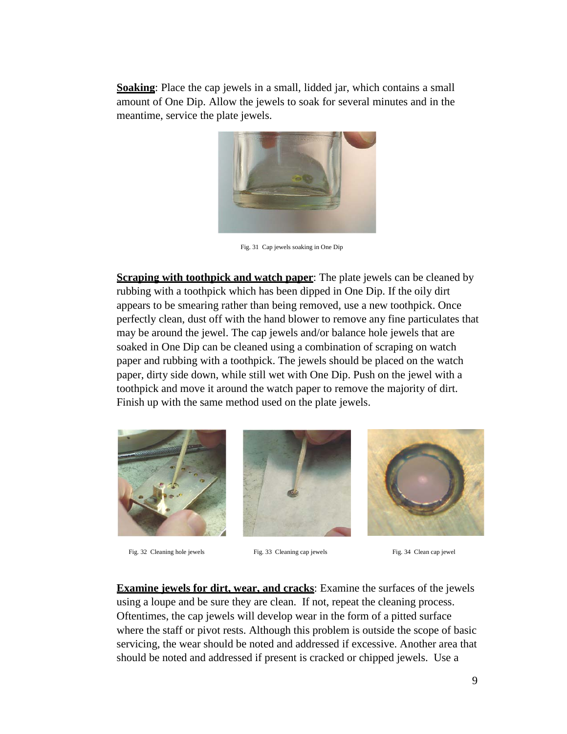**Soaking**: Place the cap jewels in a small, lidded jar, which contains a small amount of One Dip. Allow the jewels to soak for several minutes and in the meantime, service the plate jewels.

Fig. 31 Cap jewels soaking in One Dip

**Scraping with toothpick and watch paper**: The plate jewels can be cleaned by rubbing with a toothpick which has been dipped in One Dip. If the oily dirt appears to be smearing rather than being removed, use a new toothpick. Once perfectly clean, dust off with the hand blower to remove any fine particulates that may be around the jewel. The cap jewels and/or balance hole jewels that are soaked in One Dip can be cleaned using a combination of scraping on watch paper and rubbing with a toothpick. The jewels should be placed on the watch paper, dirty side down, while still wet with One Dip. Push on the jewel with a toothpick and move it around the watch paper to remove the majority of dirt. Finish up with the same method used on the plate jewels.

Fig. 32 Cleaning hole jewels

Fig. 33 Cleaning cap jewels

Fig. 34 Clean cap jewel

**Examine jewels for dirt, wear, and cracks**: Examine the surfaces of the jewels using a loupe and be sure they are clean. If not, repeat the cleaning process. Oftentimes, the cap jewels will develop wear in the form of a pitted surface where the staff or pivot rests. Although this problem is outside the scope of basic servicing, the wear should be noted and addressed if excessive. Another area that should be noted and addressed if present is cracked or chipped jewels. Use a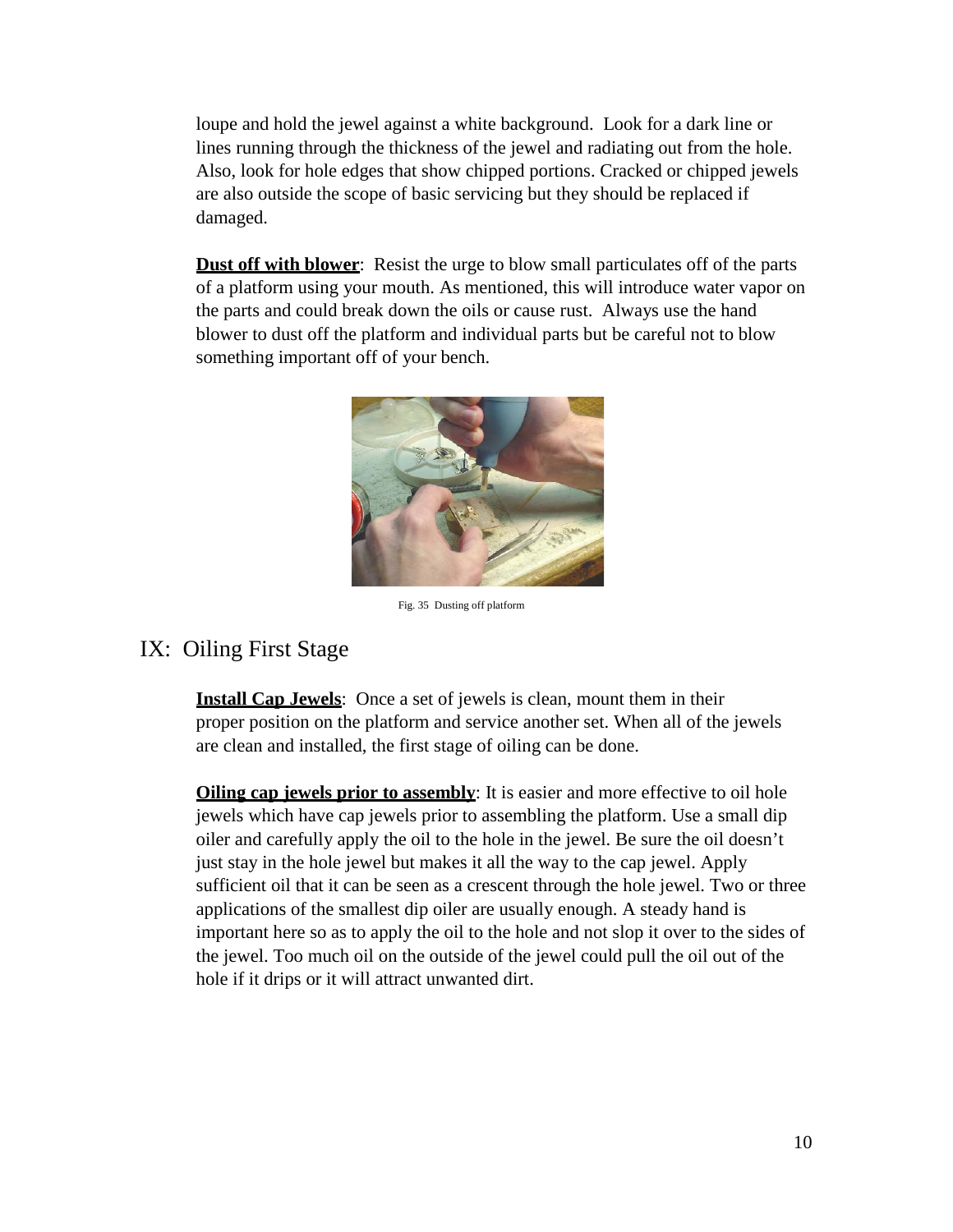loupe and hold the jewel against a white background. Look for a dark line or lines running through the thickness of the jewel and radiating out from the hole. Also, look for hole edges that show chipped portions. Cracked or chipped jewels are also outside the scope of basic servicing but they should be replaced if damaged.

**Dust off with blower**: Resist the urge to blow small particulates off of the parts of a platform using your mouth. As mentioned, this will introduce water vapor on the parts and could break down the oils or cause rust. Always use the hand blower to dust off the platform and individual parts but be careful not to blow something important off of your bench.

Fig. 35 Dusting off platform

## IX: Oiling First Stage

**Install Cap Jewels**: Once a set of jewels is clean, mount them in their proper position on the platform and service another set. When all of the jewels are clean and installed, the first stage of oiling can be done.

**Oiling cap jewels prior to assembly**: It is easier and more effective to oil hole jewels which have cap jewels prior to assembling the platform. Use a small dip oiler and carefully apply the oil to the hole in the jewel. Be sure the oil doesn't just stay in the hole jewel but makes it all the way to the cap jewel. Apply sufficient oil that it can be seen as a crescent through the hole jewel. Two or three applications of the smallest dip oiler are usually enough. A steady hand is important here so as to apply the oil to the hole and not slop it over to the sides of the jewel. Too much oil on the outside of the jewel could pull the oil out of the hole if it drips or it will attract unwanted dirt.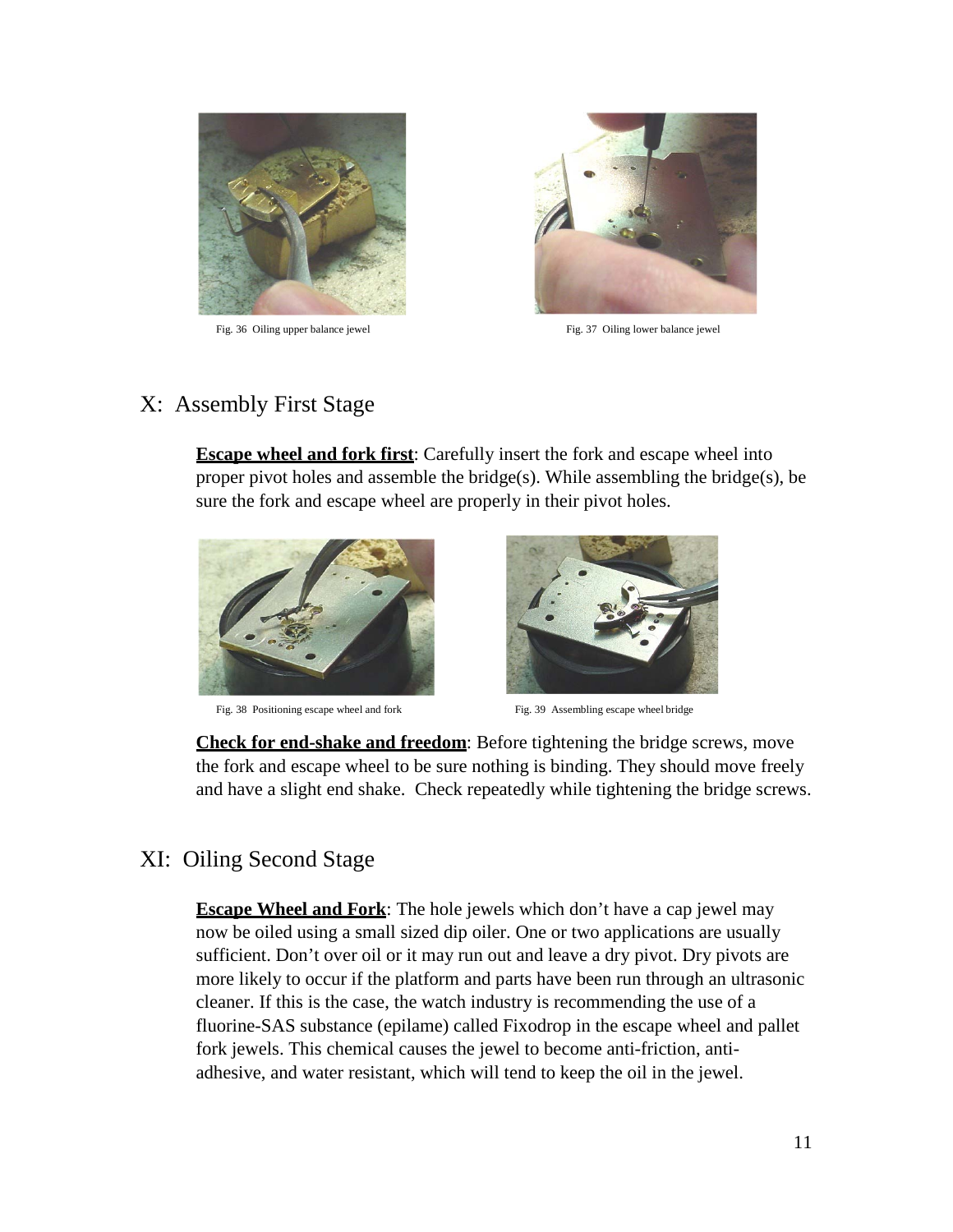Fig. 36 Oiling upper balance jewel

Fig. 37 Oiling lower balance jewel

## X: Assembly First Stage

**Escape wheel and fork first**: Carefully insert the fork and escape wheel into proper pivot holes and assemble the bridge(s). While assembling the bridge(s), be sure the fork and escape wheel are properly in their pivot holes.

Fig. 38 Positioning escape wheel and fork

Fig. 39 Assembling escape wheel bridge

**Check for end-shake and freedom**: Before tightening the bridge screws, move the fork and escape wheel to be sure nothing is binding. They should move freely and have a slight end shake. Check repeatedly while tightening the bridge screws.

## XI: Oiling Second Stage

**Escape Wheel and Fork**: The hole jewels which don't have a cap jewel may now be oiled using a small sized dip oiler. One or two applications are usually sufficient. Don't over oil or it may run out and leave a dry pivot. Dry pivots are more likely to occur if the platform and parts have been run through an ultrasonic cleaner. If this is the case, the watch industry is recommending the use of a fluorine-SAS substance (epilame) called Fixodrop in the escape wheel and pallet fork jewels. This chemical causes the jewel to become anti-friction, anti-adhesive, and water resistant, which will tend to keep the oil in the jewel.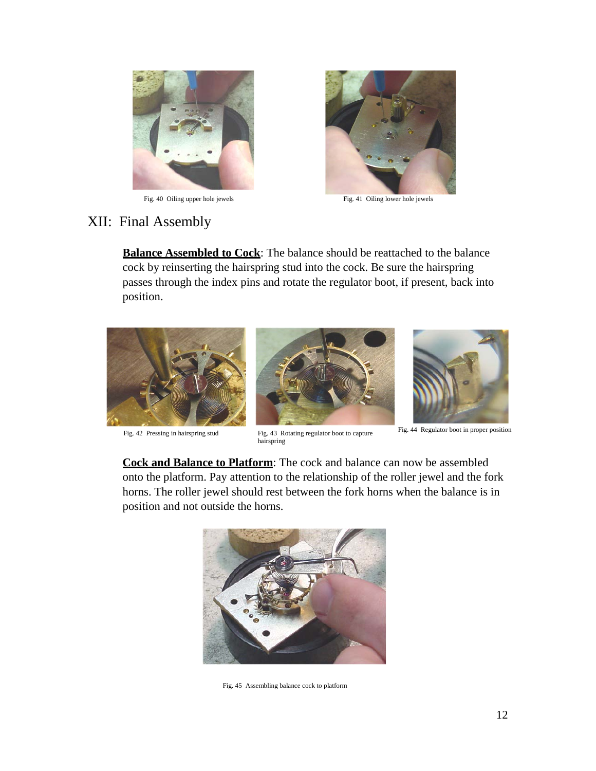Fig. 40 Oiling upper hole jewels

Fig. 41 Oiling lower hole jewels

## XII: Final Assembly

**Balance Assembled to Cock**: The balance should be reattached to the balance cock by reinserting the hairspring stud into the cock. Be sure the hairspring passes through the index pins and rotate the regulator boot, if present, back into position.

Fig. 42 Pressing in hairspring stud

Fig. 43 Rotating regulator boot to capture hairspring

Fig. 44 Regulator boot in proper position

**Cock and Balance to Platform**: The cock and balance can now be assembled onto the platform. Pay attention to the relationship of the roller jewel and the fork horns. The roller jewel should rest between the fork horns when the balance is in position and not outside the horns.

Fig. 45 Assembling balance cock to platform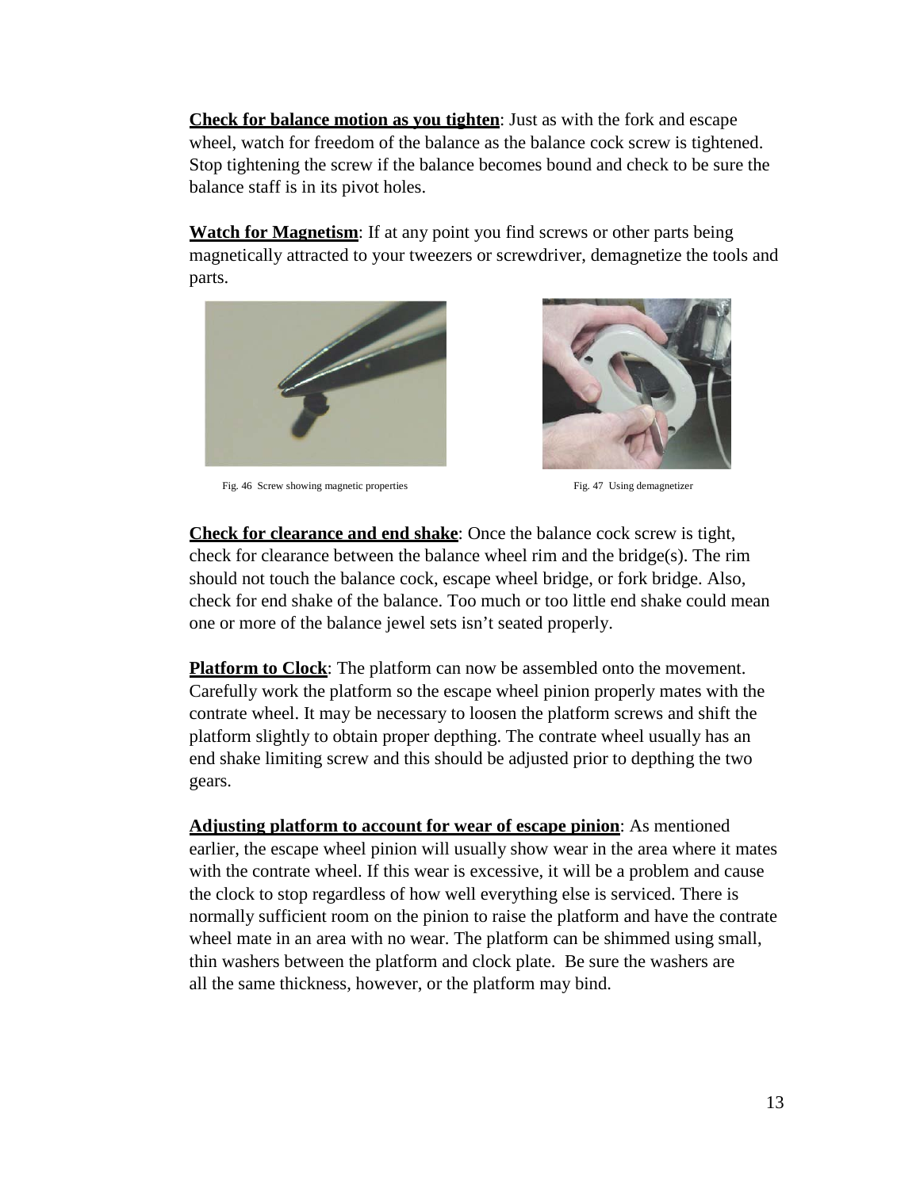**Check for balance motion as you tighten**: Just as with the fork and escape wheel, watch for freedom of the balance as the balance cock screw is tightened. Stop tightening the screw if the balance becomes bound and check to be sure the balance staff is in its pivot holes.

**Watch for Magnetism**: If at any point you find screws or other parts being magnetically attracted to your tweezers or screwdriver, demagnetize the tools and parts.

Fig. 46 Screw showing magnetic properties

Fig. 47 Using demagnetizer

**Check for clearance and end shake**: Once the balance cock screw is tight, check for clearance between the balance wheel rim and the bridge(s). The rim should not touch the balance cock, escape wheel bridge, or fork bridge. Also, check for end shake of the balance. Too much or too little end shake could mean one or more of the balance jewel sets isn't seated properly.

**Platform to Clock**: The platform can now be assembled onto the movement. Carefully work the platform so the escape wheel pinion properly mates with the contrate wheel. It may be necessary to loosen the platform screws and shift the platform slightly to obtain proper depthing. The contrate wheel usually has an end shake limiting screw and this should be adjusted prior to depthing the two gears.

**Adjusting platform to account for wear of escape pinion**: As mentioned earlier, the escape wheel pinion will usually show wear in the area where it mates with the contrate wheel. If this wear is excessive, it will be a problem and cause the clock to stop regardless of how well everything else is serviced. There is normally sufficient room on the pinion to raise the platform and have the contrate wheel mate in an area with no wear. The platform can be shimmed using small, thin washers between the platform and clock plate. Be sure the washers are all the same thickness, however, or the platform may bind.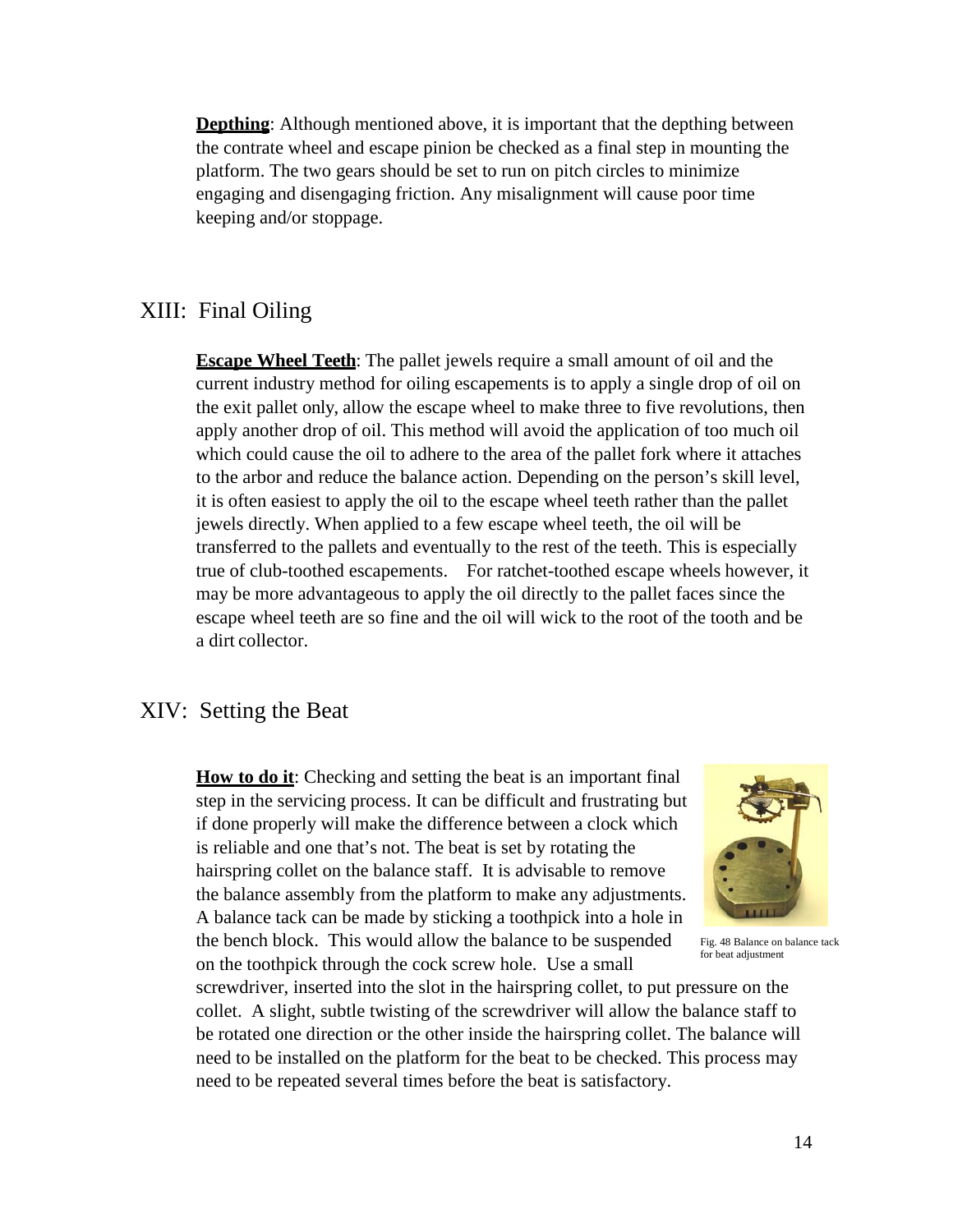**Depthing**: Although mentioned above, it is important that the depthing between the contrate wheel and escape pinion be checked as a final step in mounting the platform. The two gears should be set to run on pitch circles to minimize engaging and disengaging friction. Any misalignment will cause poor time keeping and/or stoppage.

## XIII: Final Oiling

**Escape Wheel Teeth**: The pallet jewels require a small amount of oil and the current industry method for oiling escapements is to apply a single drop of oil on the exit pallet only, allow the escape wheel to make three to five revolutions, then apply another drop of oil. This method will avoid the application of too much oil which could cause the oil to adhere to the area of the pallet fork where it attaches to the arbor and reduce the balance action. Depending on the person's skill level, it is often easiest to apply the oil to the escape wheel teeth rather than the pallet jewels directly. When applied to a few escape wheel teeth, the oil will be transferred to the pallets and eventually to the rest of the teeth. This is especially true of club-toothed escapements. For ratchet-toothed escape wheels however, it may be more advantageous to apply the oil directly to the pallet faces since the escape wheel teeth are so fine and the oil will wick to the root of the tooth and be a dirt collector.

## XIV: Setting the Beat

**How to do it**: Checking and setting the beat is an important final step in the servicing process. It can be difficult and frustrating but if done properly will make the difference between a clock which is reliable and one that's not. The beat is set by rotating the hairspring collet on the balance staff. It is advisable to remove the balance assembly from the platform to make any adjustments. A balance tack can be made by sticking a toothpick into a hole in the bench block. This would allow the balance to be suspended on the toothpick through the cock screw hole. Use a small screwdriver, inserted into the slot in the hairspring collet, to put pressure on the collet. A slight, subtle twisting of the screwdriver will allow the balance staff to be rotated one direction or the other inside the hairspring collet. The balance will need to be installed on the platform for the beat to be checked. This process may need to be repeated several times before the beat is satisfactory.

Fig. 48 Balance on balance tack for beat adjustment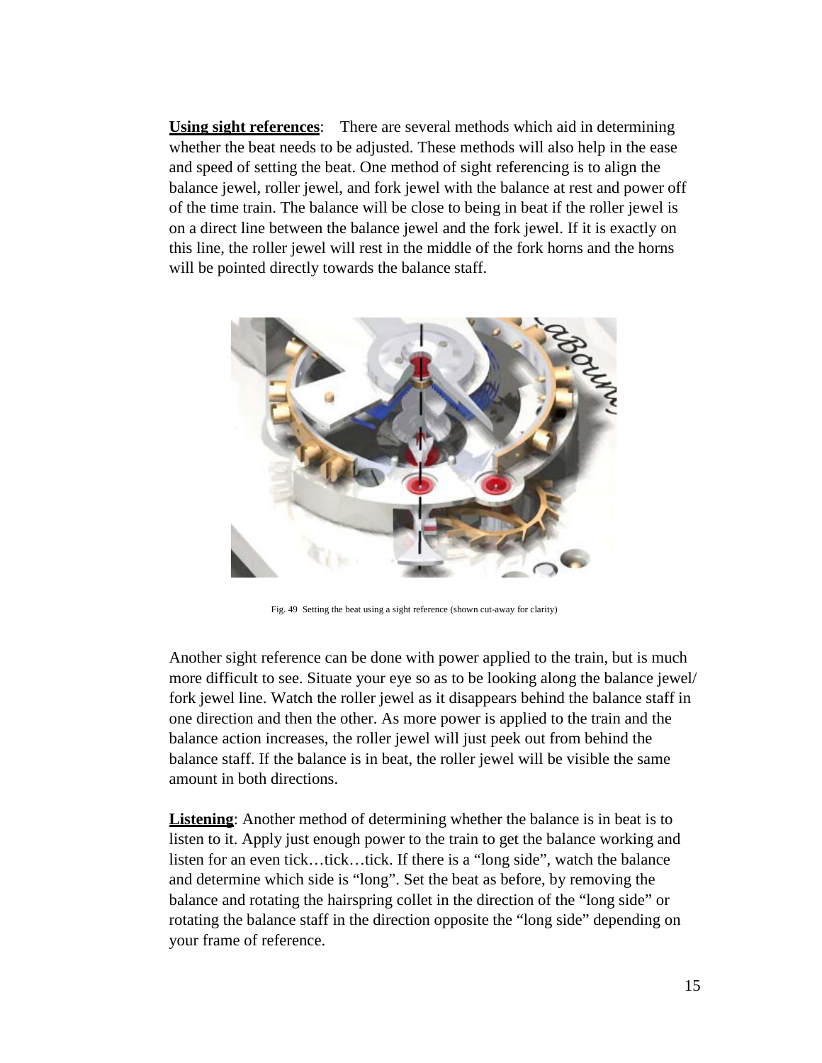**Using sight references**: There are several methods which aid in determining whether the beat needs to be adjusted. These methods will also help in the ease and speed of setting the beat. One method of sight referencing is to align the balance jewel, roller jewel, and fork jewel with the balance at rest and power off of the time train. The balance will be close to being in beat if the roller jewel is on a direct line between the balance jewel and the fork jewel. If it is exactly on this line, the roller jewel will rest in the middle of the fork horns and the horns will be pointed directly towards the balance staff.

Fig. 49 Setting the beat using a sight reference (shown cut-away for clarity)

Another sight reference can be done with power applied to the train, but is much more difficult to see. Situate your eye so as to be looking along the balance jewel/ fork jewel line. Watch the roller jewel as it disappears behind the balance staff in one direction and then the other. As more power is applied to the train and the balance action increases, the roller jewel will just peek out from behind the balance staff. If the balance is in beat, the roller jewel will be visible the same amount in both directions.

**Listening**: Another method of determining whether the balance is in beat is to listen to it. Apply just enough power to the train to get the balance working and listen for an even tick…tick…tick. If there is a "long side", watch the balance and determine which side is "long". Set the beat as before, by removing the balance and rotating the hairspring collet in the direction of the "long side" or rotating the balance staff in the direction opposite the "long side" depending on your frame of reference.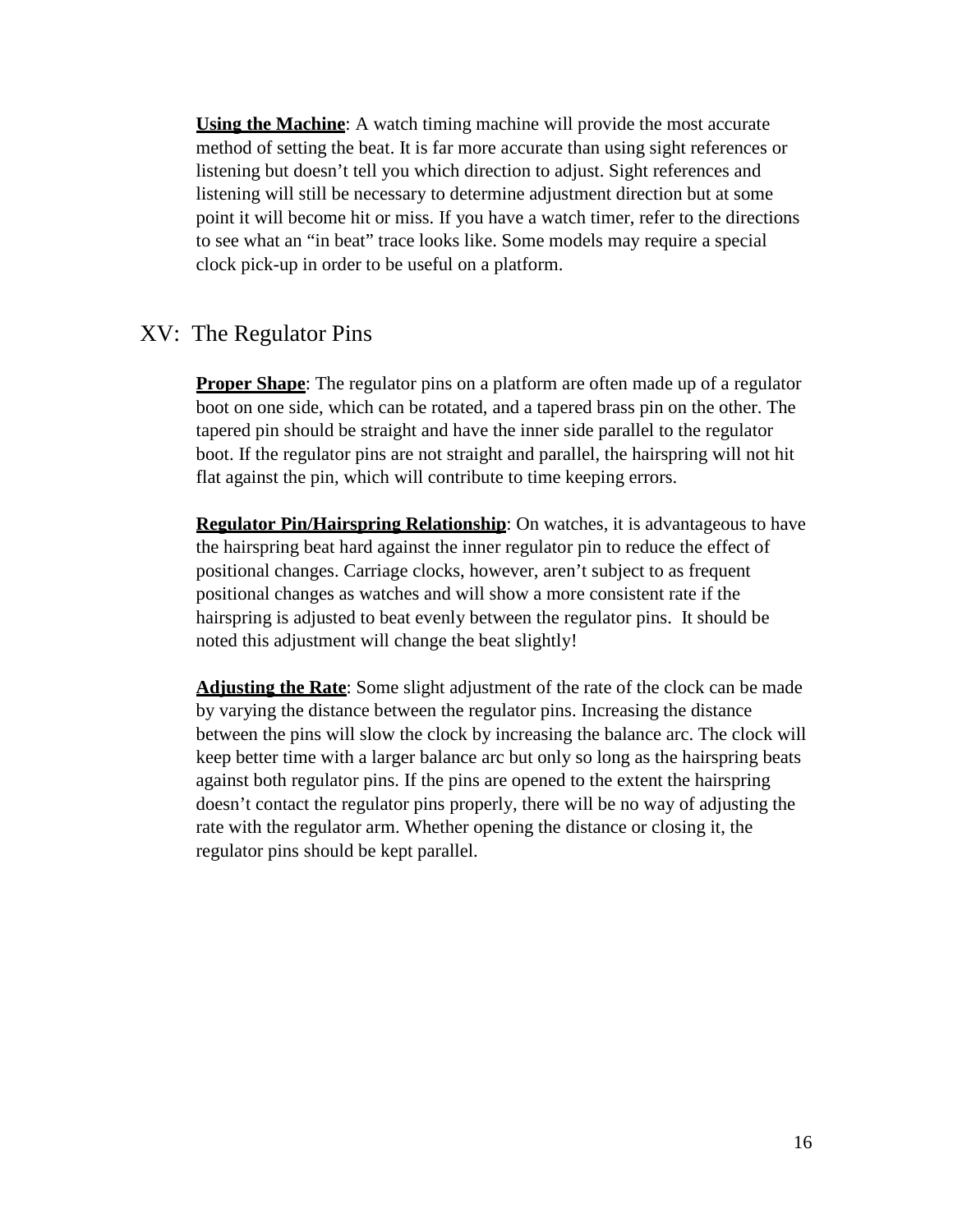**Using the Machine**: A watch timing machine will provide the most accurate method of setting the beat. It is far more accurate than using sight references or listening but doesn't tell you which direction to adjust. Sight references and listening will still be necessary to determine adjustment direction but at some point it will become hit or miss. If you have a watch timer, refer to the directions to see what an "in beat" trace looks like. Some models may require a special clock pick-up in order to be useful on a platform.

## XV: The Regulator Pins

**Proper Shape**: The regulator pins on a platform are often made up of a regulator boot on one side, which can be rotated, and a tapered brass pin on the other. The tapered pin should be straight and have the inner side parallel to the regulator boot. If the regulator pins are not straight and parallel, the hairspring will not hit flat against the pin, which will contribute to time keeping errors.

**Regulator Pin/Hairspring Relationship**: On watches, it is advantageous to have the hairspring beat hard against the inner regulator pin to reduce the effect of positional changes. Carriage clocks, however, aren't subject to as frequent positional changes as watches and will show a more consistent rate if the hairspring is adjusted to beat evenly between the regulator pins. It should be noted this adjustment will change the beat slightly!

**Adjusting the Rate**: Some slight adjustment of the rate of the clock can be made by varying the distance between the regulator pins. Increasing the distance between the pins will slow the clock by increasing the balance arc. The clock will keep better time with a larger balance arc but only so long as the hairspring beats against both regulator pins. If the pins are opened to the extent the hairspring doesn't contact the regulator pins properly, there will be no way of adjusting the rate with the regulator arm. Whether opening the distance or closing it, the regulator pins should be kept parallel.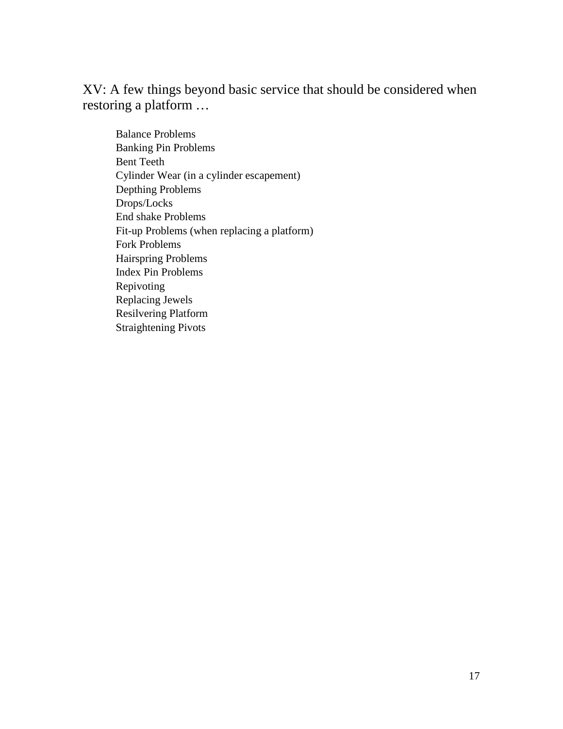## XV: A few things beyond basic service that should be considered when restoring a platform …

- Balance Problems
- Banking Pin Problems
- Bent Teeth
- Cylinder Wear (in a cylinder escapement)
- Depthing Problems
- Drops/Locks
- End shake Problems
- Fit-up Problems (when replacing a platform)
- Fork Problems
- Hairspring Problems
- Index Pin Problems
- Repivoting
- Replacing Jewels
- Resilvering Platform
- Straightening Pivots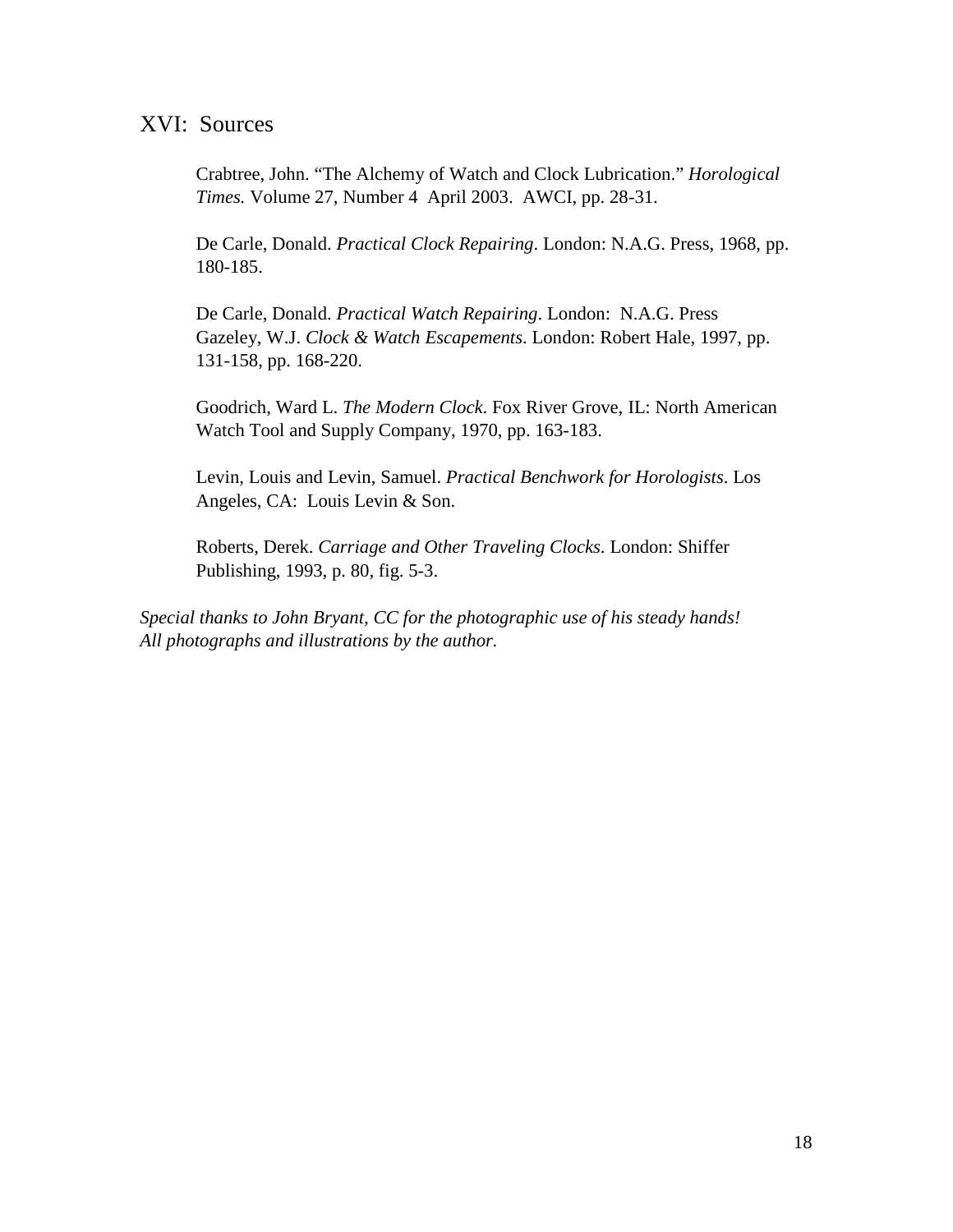## XVI: Sources

Crabtree, John. "The Alchemy of Watch and Clock Lubrication." *Horological Times.* Volume 27, Number 4 April 2003. AWCI, pp. 28-31.

De Carle, Donald. *Practical Clock Repairing*. London: N.A.G. Press, 1968, pp. 180-185.

De Carle, Donald. *Practical Watch Repairing*. London: N.A.G. Press
Gazeley, W.J. *Clock & Watch Escapements*. London: Robert Hale, 1997, pp. 131-158, pp. 168-220.

Goodrich, Ward L. *The Modern Clock*. Fox River Grove, IL: North American Watch Tool and Supply Company, 1970, pp. 163-183.

Levin, Louis and Levin, Samuel. *Practical Benchwork for Horologists*. Los Angeles, CA: Louis Levin & Son.

Roberts, Derek. *Carriage and Other Traveling Clocks*. London: Shiffer Publishing, 1993, p. 80, fig. 5-3.

*Special thanks to John Bryant, CC for the photographic use of his steady hands!*
*All photographs and illustrations by the author.*